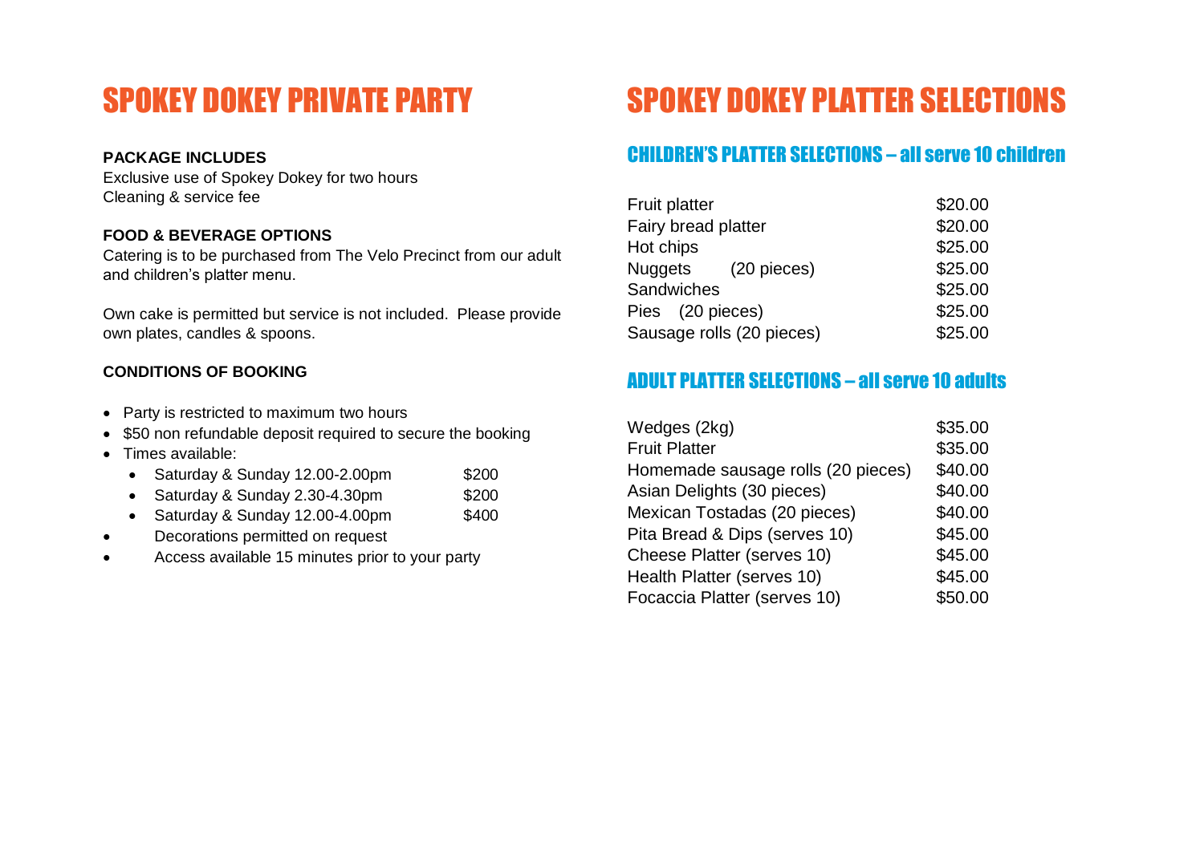# SPOKEY DOKEY PRIVATE PARTY

**PACKAGE INCLUDES**

Exclusive use of Spokey Dokey for two hours
Cleaning & service fee

**FOOD & BEVERAGE OPTIONS**

Catering is to be purchased from The Velo Precinct from our adult and children's platter menu.

Own cake is permitted but service is not included. Please provide own plates, candles & spoons.

**CONDITIONS OF BOOKING**

- Party is restricted to maximum two hours
- $50 non refundable deposit required to secure the booking
- Times available:
  - Saturday & Sunday 12.00-2.00pm $200
  - Saturday & Sunday 2.30-4.30pm $200
  - Saturday & Sunday 12.00-4.00pm $400
- Decorations permitted on request
- Access available 15 minutes prior to your party

# SPOKEY DOKEY PLATTER SELECTIONS

## CHILDREN'S PLATTER SELECTIONS – all serve 10 children

| Item | Price |
|---|---|
| Fruit platter | $20.00 |
| Fairy bread platter | $20.00 |
| Hot chips | $25.00 |
| Nuggets (20 pieces) | $25.00 |
| Sandwiches | $25.00 |
| Pies (20 pieces) | $25.00 |
| Sausage rolls (20 pieces) | $25.00 |

## ADULT PLATTER SELECTIONS – all serve 10 adults

| Item | Price |
|---|---|
| Wedges (2kg) | $35.00 |
| Fruit Platter | $35.00 |
| Homemade sausage rolls (20 pieces) | $40.00 |
| Asian Delights (30 pieces) | $40.00 |
| Mexican Tostadas (20 pieces) | $40.00 |
| Pita Bread & Dips (serves 10) | $45.00 |
| Cheese Platter (serves 10) | $45.00 |
| Health Platter (serves 10) | $45.00 |
| Focaccia Platter (serves 10) | $50.00 |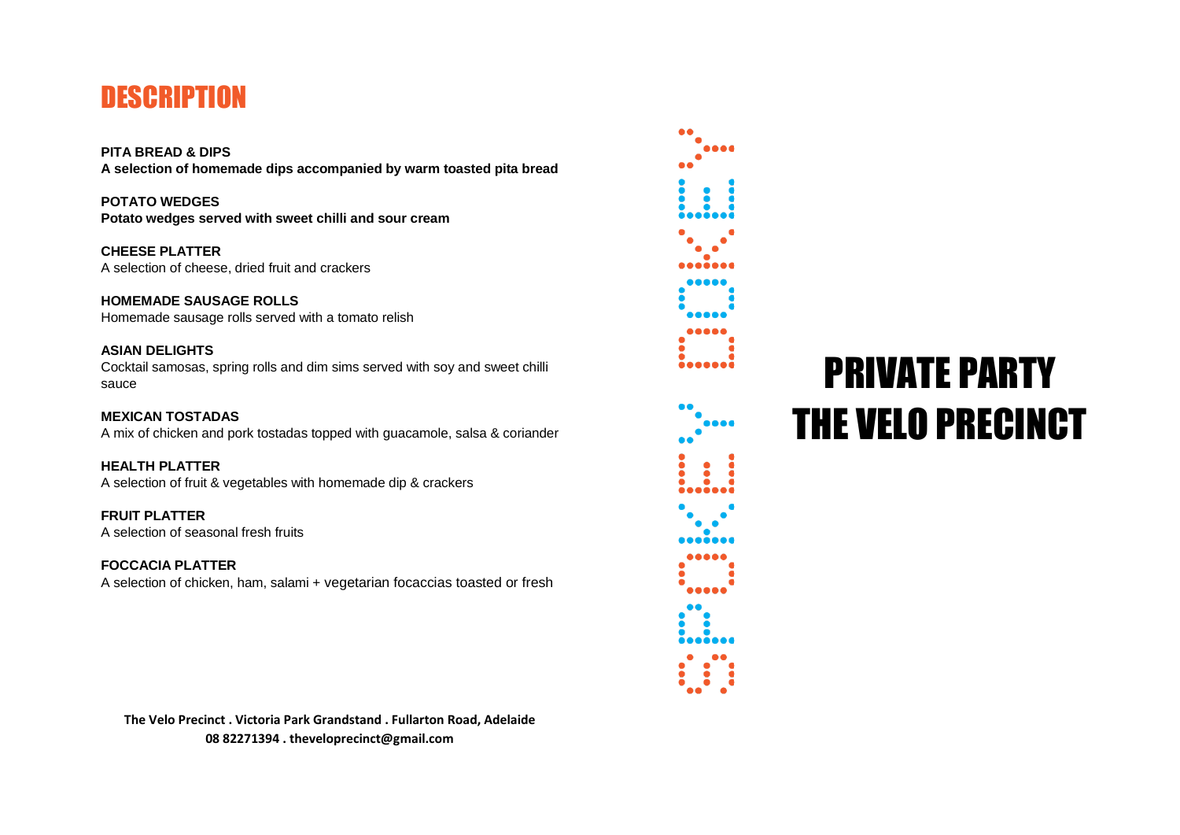# DESCRIPTION

**PITA BREAD & DIPS**
**A selection of homemade dips accompanied by warm toasted pita bread**

**POTATO WEDGES**
**Potato wedges served with sweet chilli and sour cream**

**CHEESE PLATTER**
A selection of cheese, dried fruit and crackers

**HOMEMADE SAUSAGE ROLLS**
Homemade sausage rolls served with a tomato relish

**ASIAN DELIGHTS**
Cocktail samosas, spring rolls and dim sims served with soy and sweet chilli sauce

**MEXICAN TOSTADAS**
A mix of chicken and pork tostadas topped with guacamole, salsa & coriander

**HEALTH PLATTER**
A selection of fruit & vegetables with homemade dip & crackers

**FRUIT PLATTER**
A selection of seasonal fresh fruits

**FOCCACIA PLATTER**
A selection of chicken, ham, salami + vegetarian focaccias toasted or fresh

**The Velo Precinct . Victoria Park Grandstand . Fullarton Road, Adelaide**
**08 82271394 . theveloprecinct@gmail.com**

# PRIVATE PARTY
# THE VELO PRECINCT